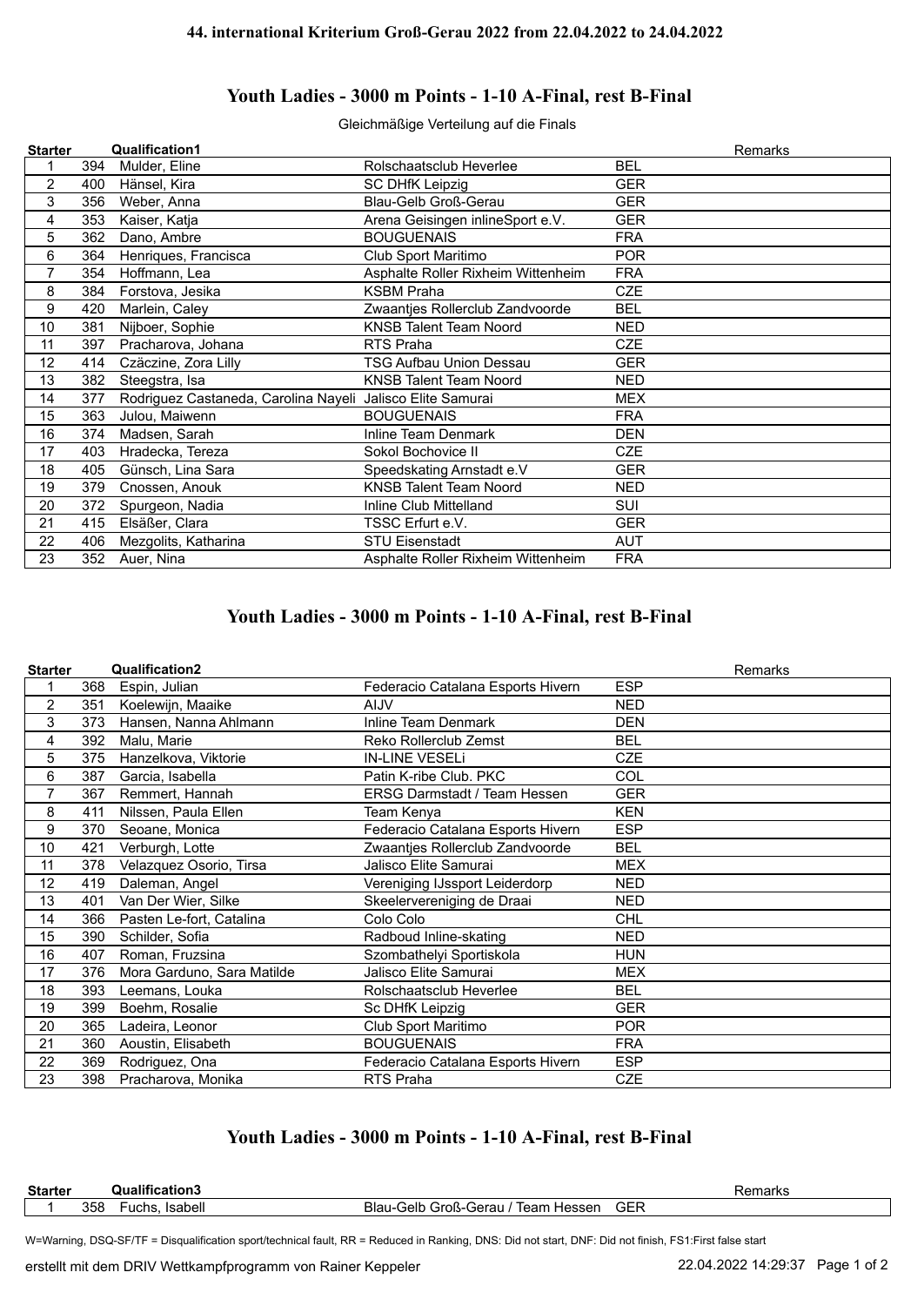**44. international Kriterium Groß-Gerau 2022 from 22.04.2022 to 24.04.2022**

## Youth Ladies - 3000 m Points - 1-10 A-Final, rest B-Final

Gleichmäßige Verteilung auf die Finals

| Starter | | Qualification1 | | | Remarks |
|---|---|---|---|---|---|
| 1 | 394 | Mulder, Eline | Rolschaatsclub Heverlee | BEL | |
| 2 | 400 | Hänsel, Kira | SC DHfK Leipzig | GER | |
| 3 | 356 | Weber, Anna | Blau-Gelb Groß-Gerau | GER | |
| 4 | 353 | Kaiser, Katja | Arena Geisingen inlineSport e.V. | GER | |
| 5 | 362 | Dano, Ambre | BOUGUENAIS | FRA | |
| 6 | 364 | Henriques, Francisca | Club Sport Maritimo | POR | |
| 7 | 354 | Hoffmann, Lea | Asphalte Roller Rixheim Wittenheim | FRA | |
| 8 | 384 | Forstova, Jesika | KSBM Praha | CZE | |
| 9 | 420 | Marlein, Caley | Zwaantjes Rollerclub Zandvoorde | BEL | |
| 10 | 381 | Nijboer, Sophie | KNSB Talent Team Noord | NED | |
| 11 | 397 | Pracharova, Johana | RTS Praha | CZE | |
| 12 | 414 | Czäczine, Zora Lilly | TSG Aufbau Union Dessau | GER | |
| 13 | 382 | Steegstra, Isa | KNSB Talent Team Noord | NED | |
| 14 | 377 | Rodriguez Castaneda, Carolina Nayeli | Jalisco Elite Samurai | MEX | |
| 15 | 363 | Julou, Maiwenn | BOUGUENAIS | FRA | |
| 16 | 374 | Madsen, Sarah | Inline Team Denmark | DEN | |
| 17 | 403 | Hradecka, Tereza | Sokol Bochovice II | CZE | |
| 18 | 405 | Günsch, Lina Sara | Speedskating Arnstadt e.V | GER | |
| 19 | 379 | Cnossen, Anouk | KNSB Talent Team Noord | NED | |
| 20 | 372 | Spurgeon, Nadia | Inline Club Mittelland | SUI | |
| 21 | 415 | Elsäßer, Clara | TSSC Erfurt e.V. | GER | |
| 22 | 406 | Mezgolits, Katharina | STU Eisenstadt | AUT | |
| 23 | 352 | Auer, Nina | Asphalte Roller Rixheim Wittenheim | FRA | |

## Youth Ladies - 3000 m Points - 1-10 A-Final, rest B-Final

| Starter | | Qualification2 | | | Remarks |
|---|---|---|---|---|---|
| 1 | 368 | Espin, Julian | Federacio Catalana Esports Hivern | ESP | |
| 2 | 351 | Koelewijn, Maaike | AIJV | NED | |
| 3 | 373 | Hansen, Nanna Ahlmann | Inline Team Denmark | DEN | |
| 4 | 392 | Malu, Marie | Reko Rollerclub Zemst | BEL | |
| 5 | 375 | Hanzelkova, Viktorie | IN-LINE VESELi | CZE | |
| 6 | 387 | Garcia, Isabella | Patin K-ribe Club. PKC | COL | |
| 7 | 367 | Remmert, Hannah | ERSG Darmstadt / Team Hessen | GER | |
| 8 | 411 | Nilssen, Paula Ellen | Team Kenya | KEN | |
| 9 | 370 | Seoane, Monica | Federacio Catalana Esports Hivern | ESP | |
| 10 | 421 | Verburgh, Lotte | Zwaantjes Rollerclub Zandvoorde | BEL | |
| 11 | 378 | Velazquez Osorio, Tirsa | Jalisco Elite Samurai | MEX | |
| 12 | 419 | Daleman, Angel | Vereniging IJssport Leiderdorp | NED | |
| 13 | 401 | Van Der Wier, Silke | Skeelervereniging de Draai | NED | |
| 14 | 366 | Pasten Le-fort, Catalina | Colo Colo | CHL | |
| 15 | 390 | Schilder, Sofia | Radboud Inline-skating | NED | |
| 16 | 407 | Roman, Fruzsina | Szombathelyi Sportiskola | HUN | |
| 17 | 376 | Mora Garduno, Sara Matilde | Jalisco Elite Samurai | MEX | |
| 18 | 393 | Leemans, Louka | Rolschaatsclub Heverlee | BEL | |
| 19 | 399 | Boehm, Rosalie | Sc DHfK Leipzig | GER | |
| 20 | 365 | Ladeira, Leonor | Club Sport Maritimo | POR | |
| 21 | 360 | Aoustin, Elisabeth | BOUGUENAIS | FRA | |
| 22 | 369 | Rodriguez, Ona | Federacio Catalana Esports Hivern | ESP | |
| 23 | 398 | Pracharova, Monika | RTS Praha | CZE | |

## Youth Ladies - 3000 m Points - 1-10 A-Final, rest B-Final

| Starter | | Qualification3 | | | Remarks |
|---|---|---|---|---|---|
| 1 | 358 | Fuchs, Isabell | Blau-Gelb Groß-Gerau / Team Hessen | GER | |

W=Warning, DSQ-SF/TF = Disqualification sport/technical fault, RR = Reduced in Ranking, DNS: Did not start, DNF: Did not finish, FS1:First false start

erstellt mit dem DRIV Wettkampfprogramm von Rainer Keppeler — 22.04.2022 14:29:37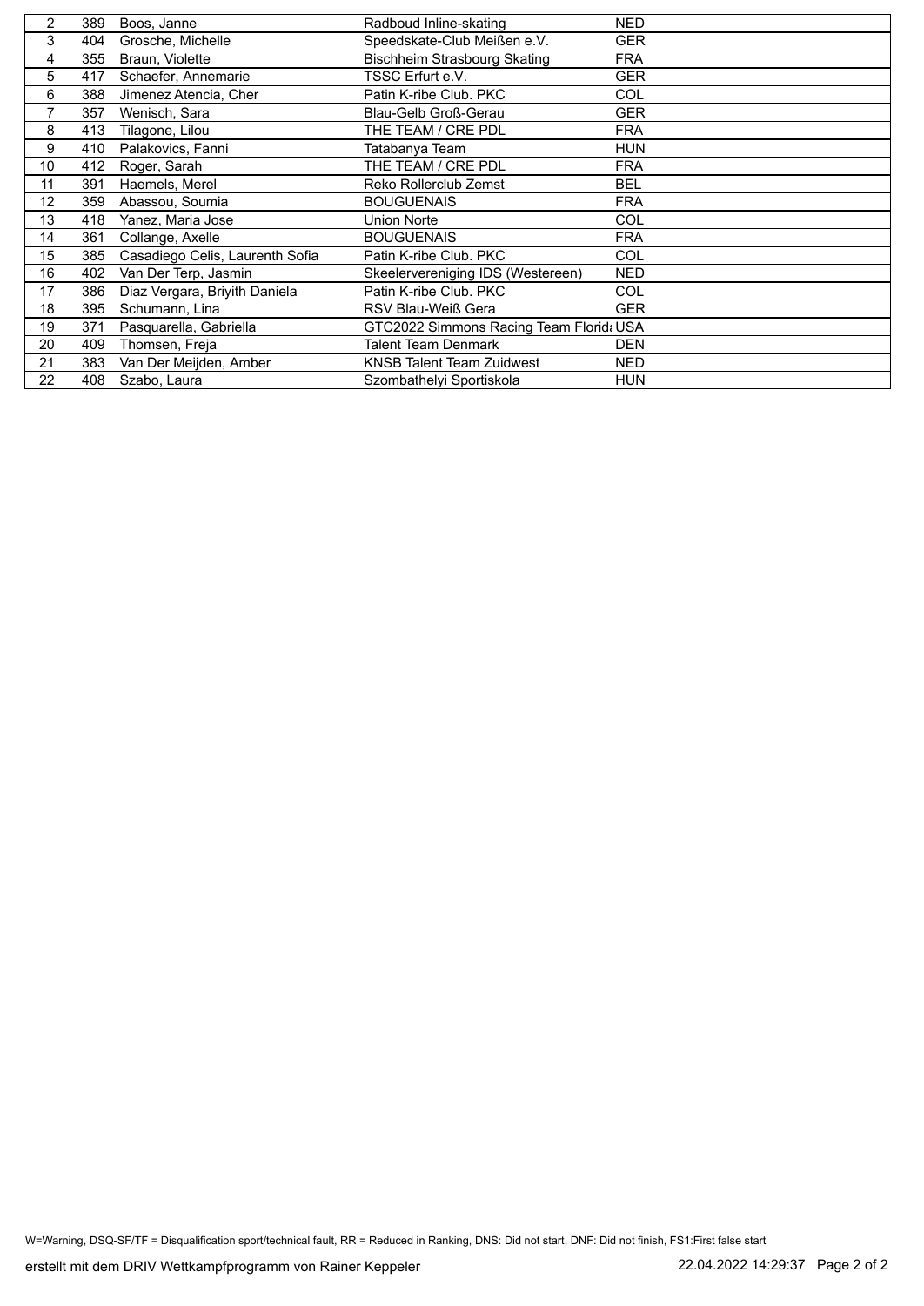| | | | | |
|---|---|---|---|---|
| 2 | 389 | Boos, Janne | Radboud Inline-skating | NED |
| 3 | 404 | Grosche, Michelle | Speedskate-Club Meißen e.V. | GER |
| 4 | 355 | Braun, Violette | Bischheim Strasbourg Skating | FRA |
| 5 | 417 | Schaefer, Annemarie | TSSC Erfurt e.V. | GER |
| 6 | 388 | Jimenez Atencia, Cher | Patin K-ribe Club. PKC | COL |
| 7 | 357 | Wenisch, Sara | Blau-Gelb Groß-Gerau | GER |
| 8 | 413 | Tilagone, Lilou | THE TEAM / CRE PDL | FRA |
| 9 | 410 | Palakovics, Fanni | Tatabanya Team | HUN |
| 10 | 412 | Roger, Sarah | THE TEAM / CRE PDL | FRA |
| 11 | 391 | Haemels, Merel | Reko Rollerclub Zemst | BEL |
| 12 | 359 | Abassou, Soumia | BOUGUENAIS | FRA |
| 13 | 418 | Yanez, Maria Jose | Union Norte | COL |
| 14 | 361 | Collange, Axelle | BOUGUENAIS | FRA |
| 15 | 385 | Casadiego Celis, Laurenth Sofia | Patin K-ribe Club. PKC | COL |
| 16 | 402 | Van Der Terp, Jasmin | Skeelervereniging IDS (Westereen) | NED |
| 17 | 386 | Diaz Vergara, Briyith Daniela | Patin K-ribe Club. PKC | COL |
| 18 | 395 | Schumann, Lina | RSV Blau-Weiß Gera | GER |
| 19 | 371 | Pasquarella, Gabriella | GTC2022 Simmons Racing Team Florida | USA |
| 20 | 409 | Thomsen, Freja | Talent Team Denmark | DEN |
| 21 | 383 | Van Der Meijden, Amber | KNSB Talent Team Zuidwest | NED |
| 22 | 408 | Szabo, Laura | Szombathelyi Sportiskola | HUN |

W=Warning, DSQ-SF/TF = Disqualification sport/technical fault, RR = Reduced in Ranking, DNS: Did not start, DNF: Did not finish, FS1:First false start

erstellt mit dem DRIV Wettkampfprogramm von Rainer Keppeler — 22.04.2022 14:29:37